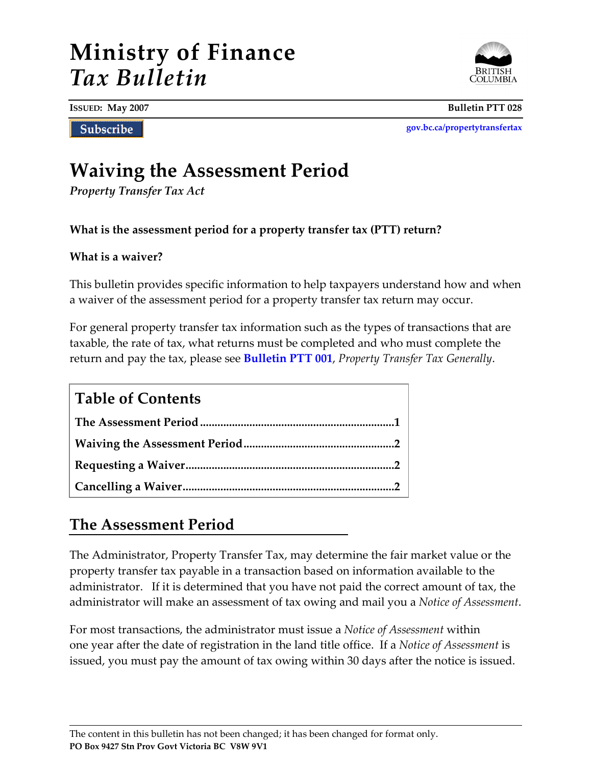# Ministry of Finance
# *Tax Bulletin*

**ISSUED: May 2007** **Bulletin PTT 028**

Subscribe

**gov.bc.ca/propertytransfertax**

# Waving the Assessment Period

*Property Transfer Tax Act*

**What is the assessment period for a property transfer tax (PTT) return?**

**What is a waiver?**

This bulletin provides specific information to help taxpayers understand how and when a waiver of the assessment period for a property transfer tax return may occur.

For general property transfer tax information such as the types of transactions that are taxable, the rate of tax, what returns must be completed and who must complete the return and pay the tax, please see **Bulletin PTT 001**, *Property Transfer Tax Generally*.

## Table of Contents

**The Assessment Period** .......... 1
**Waiving the Assessment Period** .......... 2
**Requesting a Waiver** .......... 2
**Cancelling a Waiver** .......... 2

## The Assessment Period

The Administrator, Property Transfer Tax, may determine the fair market value or the property transfer tax payable in a transaction based on information available to the administrator. If it is determined that you have not paid the correct amount of tax, the administrator will make an assessment of tax owing and mail you a *Notice of Assessment*.

For most transactions, the administrator must issue a *Notice of Assessment* within one year after the date of registration in the land title office. If a *Notice of Assessment* is issued, you must pay the amount of tax owing within 30 days after the notice is issued.

The content in this bulletin has not been changed; it has been changed for format only.
**PO Box 9427 Stn Prov Govt Victoria BC V8W 9V1**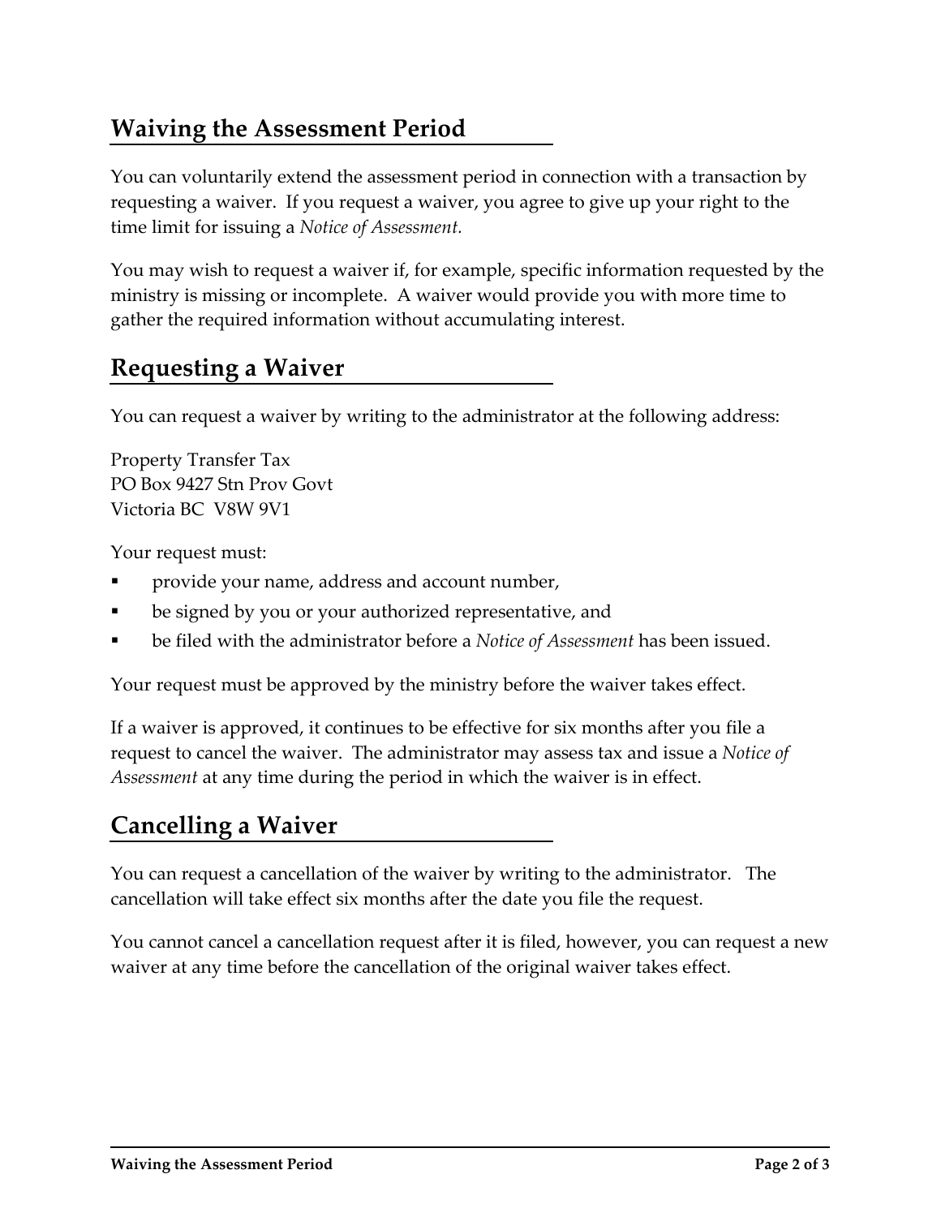## Waiving the Assessment Period

You can voluntarily extend the assessment period in connection with a transaction by requesting a waiver. If you request a waiver, you agree to give up your right to the time limit for issuing a *Notice of Assessment.*

You may wish to request a waiver if, for example, specific information requested by the ministry is missing or incomplete. A waiver would provide you with more time to gather the required information without accumulating interest.

## Requesting a Waiver

You can request a waiver by writing to the administrator at the following address:

Property Transfer Tax
PO Box 9427 Stn Prov Govt
Victoria BC V8W 9V1

Your request must:

- provide your name, address and account number,
- be signed by you or your authorized representative, and
- be filed with the administrator before a *Notice of Assessment* has been issued.

Your request must be approved by the ministry before the waiver takes effect.

If a waiver is approved, it continues to be effective for six months after you file a request to cancel the waiver. The administrator may assess tax and issue a *Notice of Assessment* at any time during the period in which the waiver is in effect.

## Cancelling a Waiver

You can request a cancellation of the waiver by writing to the administrator. The cancellation will take effect six months after the date you file the request.

You cannot cancel a cancellation request after it is filed, however, you can request a new waiver at any time before the cancellation of the original waiver takes effect.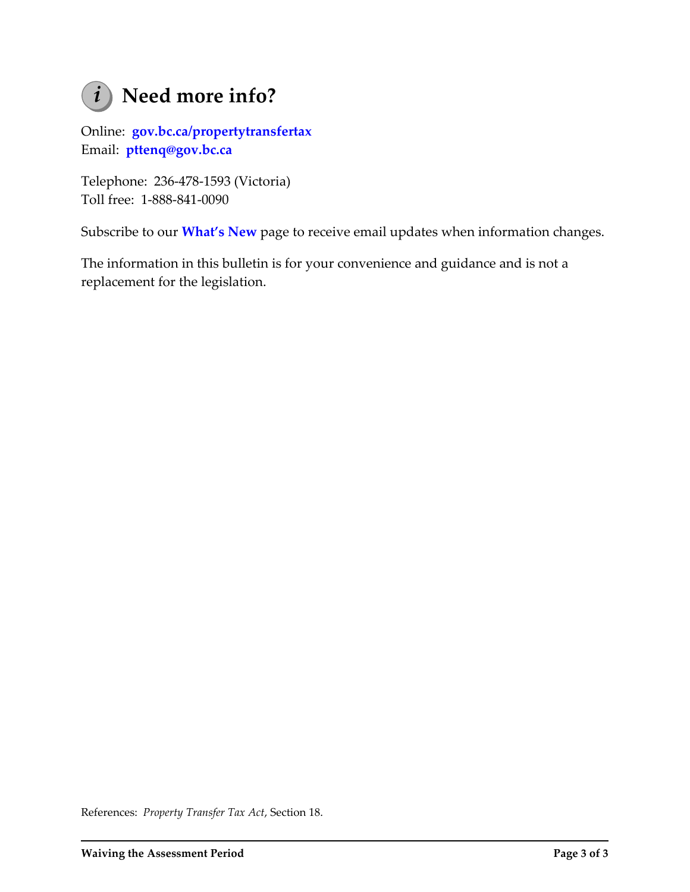## Need more info?

Online: **gov.bc.ca/propertytransfertax**
Email: **pttenq@gov.bc.ca**

Telephone: 236-478-1593 (Victoria)
Toll free: 1-888-841-0090

Subscribe to our **What's New** page to receive email updates when information changes.

The information in this bulletin is for your convenience and guidance and is not a replacement for the legislation.

References: *Property Transfer Tax Act*, Section 18.